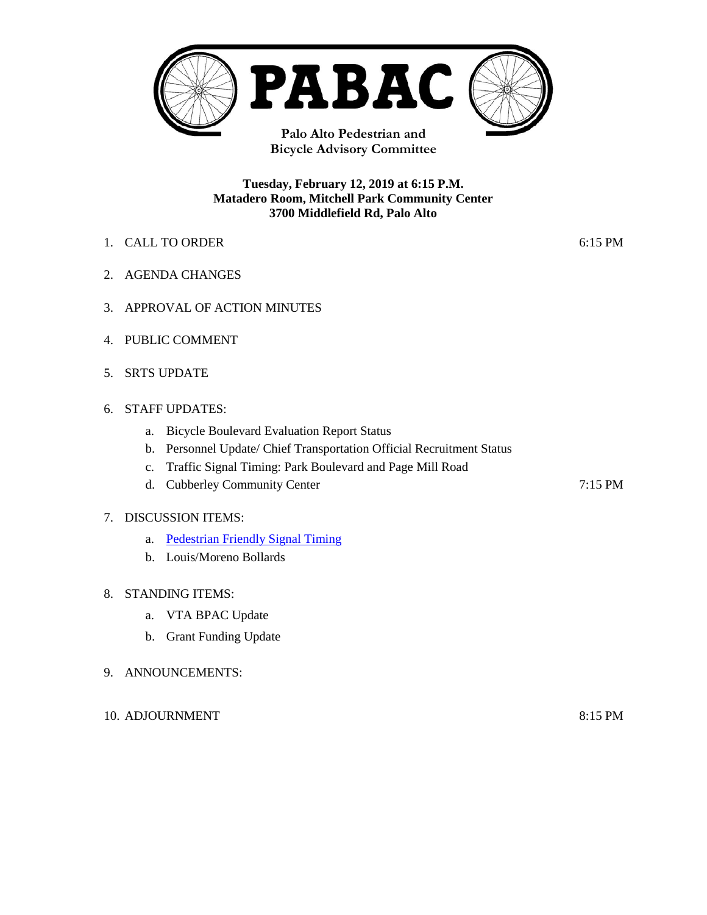# PABAC

**Palo Alto Pedestrian and Bicycle Advisory Committee**

**Tuesday, February 12, 2019 at 6:15 P.M.**
**Matadero Room, Mitchell Park Community Center**
**3700 Middlefield Rd, Palo Alto**

1. CALL TO ORDER 6:15 PM

2. AGENDA CHANGES

3. APPROVAL OF ACTION MINUTES

4. PUBLIC COMMENT

5. SRTS UPDATE

6. STAFF UPDATES:
   - a. Bicycle Boulevard Evaluation Report Status
   - b. Personnel Update/ Chief Transportation Official Recruitment Status
   - c. Traffic Signal Timing: Park Boulevard and Page Mill Road
   - d. Cubberley Community Center 7:15 PM

7. DISCUSSION ITEMS:
   - a. Pedestrian Friendly Signal Timing
   - b. Louis/Moreno Bollards

8. STANDING ITEMS:
   - a. VTA BPAC Update
   - b. Grant Funding Update

9. ANNOUNCEMENTS:

10. ADJOURNMENT 8:15 PM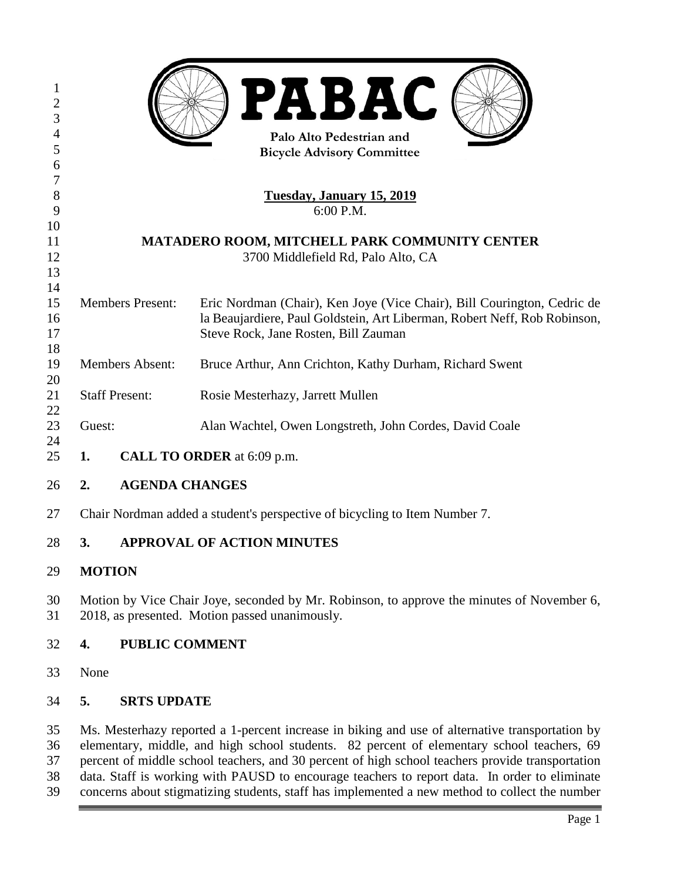# PABAC

**Palo Alto Pedestrian and Bicycle Advisory Committee**

**Tuesday, January 15, 2019**
6:00 P.M.

**MATADERO ROOM, MITCHELL PARK COMMUNITY CENTER**
3700 Middlefield Rd, Palo Alto, CA

| | |
|---|---|
| Members Present: | Eric Nordman (Chair), Ken Joye (Vice Chair), Bill Courington, Cedric de la Beaujardiere, Paul Goldstein, Art Liberman, Robert Neff, Rob Robinson, Steve Rock, Jane Rosten, Bill Zauman |
| Members Absent: | Bruce Arthur, Ann Crichton, Kathy Durham, Richard Swent |
| Staff Present: | Rosie Mesterhazy, Jarrett Mullen |
| Guest: | Alan Wachtel, Owen Longstreth, John Cordes, David Coale |

**1. CALL TO ORDER** at 6:09 p.m.

**2. AGENDA CHANGES**

Chair Nordman added a student's perspective of bicycling to Item Number 7.

**3. APPROVAL OF ACTION MINUTES**

**MOTION**

Motion by Vice Chair Joye, seconded by Mr. Robinson, to approve the minutes of November 6, 2018, as presented. Motion passed unanimously.

**4. PUBLIC COMMENT**

None

**5. SRTS UPDATE**

Ms. Mesterhazy reported a 1-percent increase in biking and use of alternative transportation by elementary, middle, and high school students. 82 percent of elementary school teachers, 69 percent of middle school teachers, and 30 percent of high school teachers provide transportation data. Staff is working with PAUSD to encourage teachers to report data. In order to eliminate concerns about stigmatizing students, staff has implemented a new method to collect the number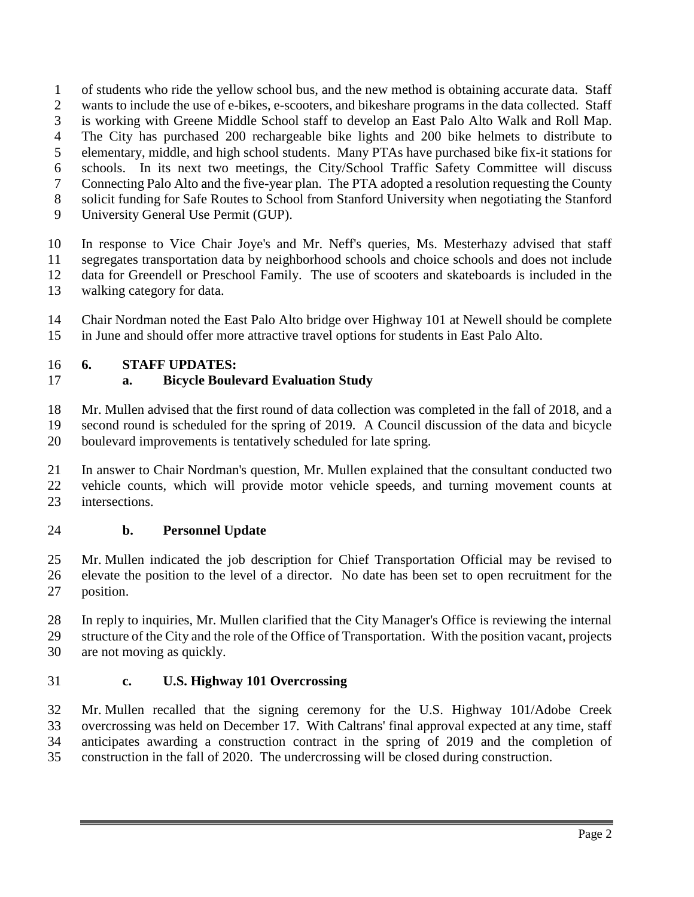of students who ride the yellow school bus, and the new method is obtaining accurate data. Staff wants to include the use of e-bikes, e-scooters, and bikeshare programs in the data collected. Staff is working with Greene Middle School staff to develop an East Palo Alto Walk and Roll Map. The City has purchased 200 rechargeable bike lights and 200 bike helmets to distribute to elementary, middle, and high school students. Many PTAs have purchased bike fix-it stations for schools. In its next two meetings, the City/School Traffic Safety Committee will discuss Connecting Palo Alto and the five-year plan. The PTA adopted a resolution requesting the County solicit funding for Safe Routes to School from Stanford University when negotiating the Stanford University General Use Permit (GUP).

In response to Vice Chair Joye's and Mr. Neff's queries, Ms. Mesterhazy advised that staff segregates transportation data by neighborhood schools and choice schools and does not include data for Greendell or Preschool Family. The use of scooters and skateboards is included in the walking category for data.

Chair Nordman noted the East Palo Alto bridge over Highway 101 at Newell should be complete in June and should offer more attractive travel options for students in East Palo Alto.

## 6. STAFF UPDATES:

### a. Bicycle Boulevard Evaluation Study

Mr. Mullen advised that the first round of data collection was completed in the fall of 2018, and a second round is scheduled for the spring of 2019. A Council discussion of the data and bicycle boulevard improvements is tentatively scheduled for late spring.

In answer to Chair Nordman's question, Mr. Mullen explained that the consultant conducted two vehicle counts, which will provide motor vehicle speeds, and turning movement counts at intersections.

### b. Personnel Update

Mr. Mullen indicated the job description for Chief Transportation Official may be revised to elevate the position to the level of a director. No date has been set to open recruitment for the position.

In reply to inquiries, Mr. Mullen clarified that the City Manager's Office is reviewing the internal structure of the City and the role of the Office of Transportation. With the position vacant, projects are not moving as quickly.

### c. U.S. Highway 101 Overcrossing

Mr. Mullen recalled that the signing ceremony for the U.S. Highway 101/Adobe Creek overcrossing was held on December 17. With Caltrans' final approval expected at any time, staff anticipates awarding a construction contract in the spring of 2019 and the completion of construction in the fall of 2020. The undercrossing will be closed during construction.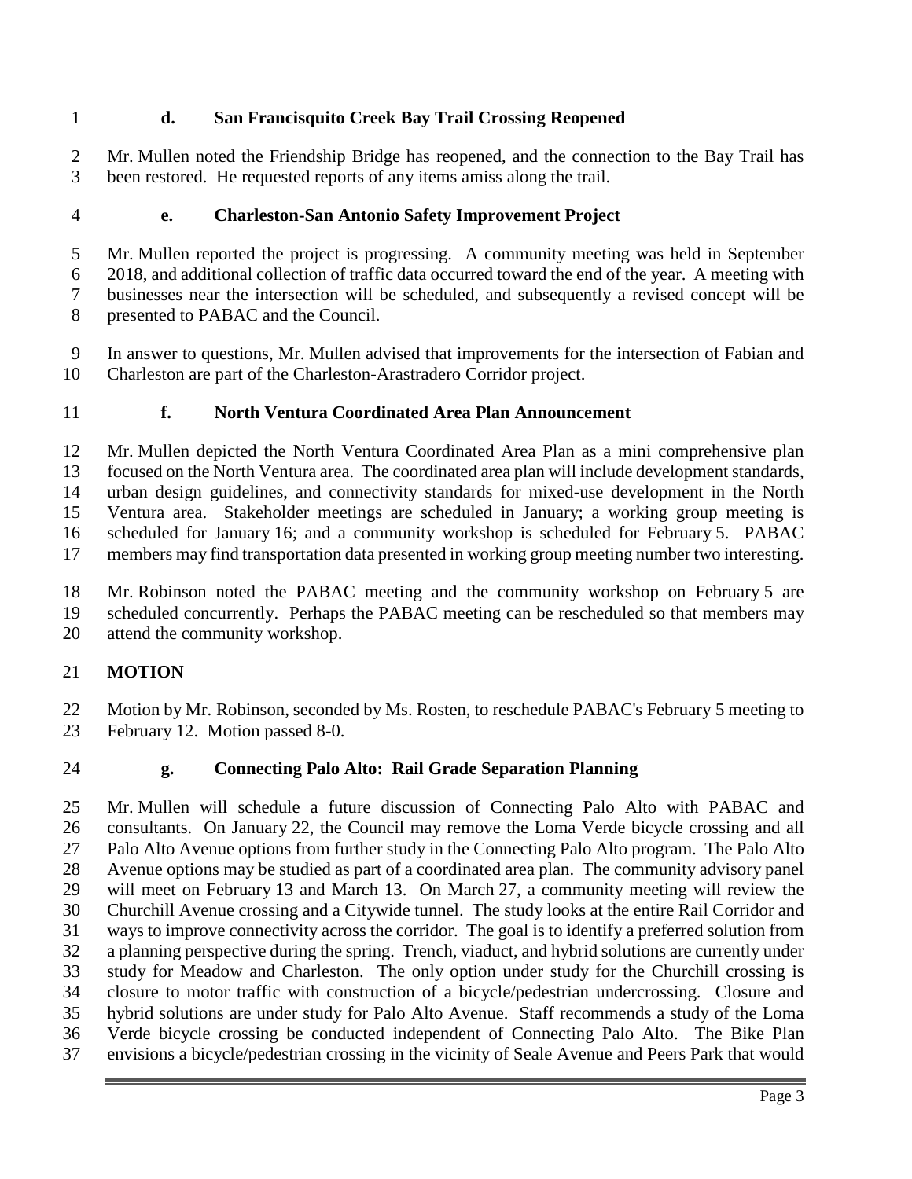### d. San Francisquito Creek Bay Trail Crossing Reopened

Mr. Mullen noted the Friendship Bridge has reopened, and the connection to the Bay Trail has been restored. He requested reports of any items amiss along the trail.

### e. Charleston-San Antonio Safety Improvement Project

Mr. Mullen reported the project is progressing. A community meeting was held in September 2018, and additional collection of traffic data occurred toward the end of the year. A meeting with businesses near the intersection will be scheduled, and subsequently a revised concept will be presented to PABAC and the Council.

In answer to questions, Mr. Mullen advised that improvements for the intersection of Fabian and Charleston are part of the Charleston-Arastradero Corridor project.

### f. North Ventura Coordinated Area Plan Announcement

Mr. Mullen depicted the North Ventura Coordinated Area Plan as a mini comprehensive plan focused on the North Ventura area. The coordinated area plan will include development standards, urban design guidelines, and connectivity standards for mixed-use development in the North Ventura area. Stakeholder meetings are scheduled in January; a working group meeting is scheduled for January 16; and a community workshop is scheduled for February 5. PABAC members may find transportation data presented in working group meeting number two interesting.

Mr. Robinson noted the PABAC meeting and the community workshop on February 5 are scheduled concurrently. Perhaps the PABAC meeting can be rescheduled so that members may attend the community workshop.

**MOTION**

Motion by Mr. Robinson, seconded by Ms. Rosten, to reschedule PABAC's February 5 meeting to February 12. Motion passed 8-0.

### g. Connecting Palo Alto: Rail Grade Separation Planning

Mr. Mullen will schedule a future discussion of Connecting Palo Alto with PABAC and consultants. On January 22, the Council may remove the Loma Verde bicycle crossing and all Palo Alto Avenue options from further study in the Connecting Palo Alto program. The Palo Alto Avenue options may be studied as part of a coordinated area plan. The community advisory panel will meet on February 13 and March 13. On March 27, a community meeting will review the Churchill Avenue crossing and a Citywide tunnel. The study looks at the entire Rail Corridor and ways to improve connectivity across the corridor. The goal is to identify a preferred solution from a planning perspective during the spring. Trench, viaduct, and hybrid solutions are currently under study for Meadow and Charleston. The only option under study for the Churchill crossing is closure to motor traffic with construction of a bicycle/pedestrian undercrossing. Closure and hybrid solutions are under study for Palo Alto Avenue. Staff recommends a study of the Loma Verde bicycle crossing be conducted independent of Connecting Palo Alto. The Bike Plan envisions a bicycle/pedestrian crossing in the vicinity of Seale Avenue and Peers Park that would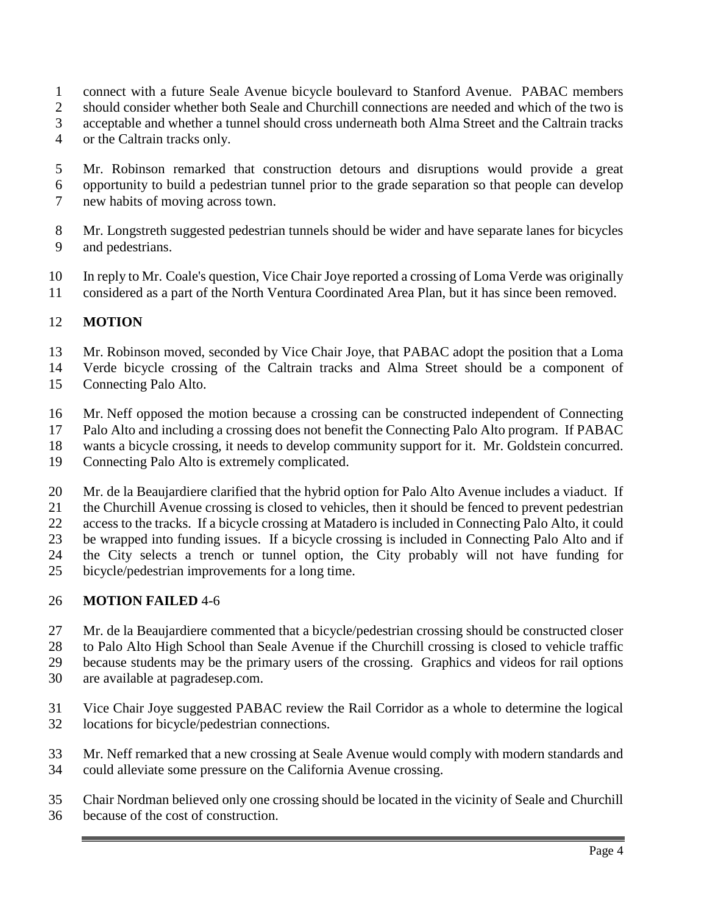connect with a future Seale Avenue bicycle boulevard to Stanford Avenue. PABAC members should consider whether both Seale and Churchill connections are needed and which of the two is acceptable and whether a tunnel should cross underneath both Alma Street and the Caltrain tracks or the Caltrain tracks only.

Mr. Robinson remarked that construction detours and disruptions would provide a great opportunity to build a pedestrian tunnel prior to the grade separation so that people can develop new habits of moving across town.

Mr. Longstreth suggested pedestrian tunnels should be wider and have separate lanes for bicycles and pedestrians.

In reply to Mr. Coale's question, Vice Chair Joye reported a crossing of Loma Verde was originally considered as a part of the North Ventura Coordinated Area Plan, but it has since been removed.

**MOTION**

Mr. Robinson moved, seconded by Vice Chair Joye, that PABAC adopt the position that a Loma Verde bicycle crossing of the Caltrain tracks and Alma Street should be a component of Connecting Palo Alto.

Mr. Neff opposed the motion because a crossing can be constructed independent of Connecting Palo Alto and including a crossing does not benefit the Connecting Palo Alto program. If PABAC wants a bicycle crossing, it needs to develop community support for it. Mr. Goldstein concurred. Connecting Palo Alto is extremely complicated.

Mr. de la Beaujardiere clarified that the hybrid option for Palo Alto Avenue includes a viaduct. If the Churchill Avenue crossing is closed to vehicles, then it should be fenced to prevent pedestrian access to the tracks. If a bicycle crossing at Matadero is included in Connecting Palo Alto, it could be wrapped into funding issues. If a bicycle crossing is included in Connecting Palo Alto and if the City selects a trench or tunnel option, the City probably will not have funding for bicycle/pedestrian improvements for a long time.

**MOTION FAILED** 4-6

Mr. de la Beaujardiere commented that a bicycle/pedestrian crossing should be constructed closer to Palo Alto High School than Seale Avenue if the Churchill crossing is closed to vehicle traffic because students may be the primary users of the crossing. Graphics and videos for rail options are available at pagradesep.com.

Vice Chair Joye suggested PABAC review the Rail Corridor as a whole to determine the logical locations for bicycle/pedestrian connections.

Mr. Neff remarked that a new crossing at Seale Avenue would comply with modern standards and could alleviate some pressure on the California Avenue crossing.

Chair Nordman believed only one crossing should be located in the vicinity of Seale and Churchill because of the cost of construction.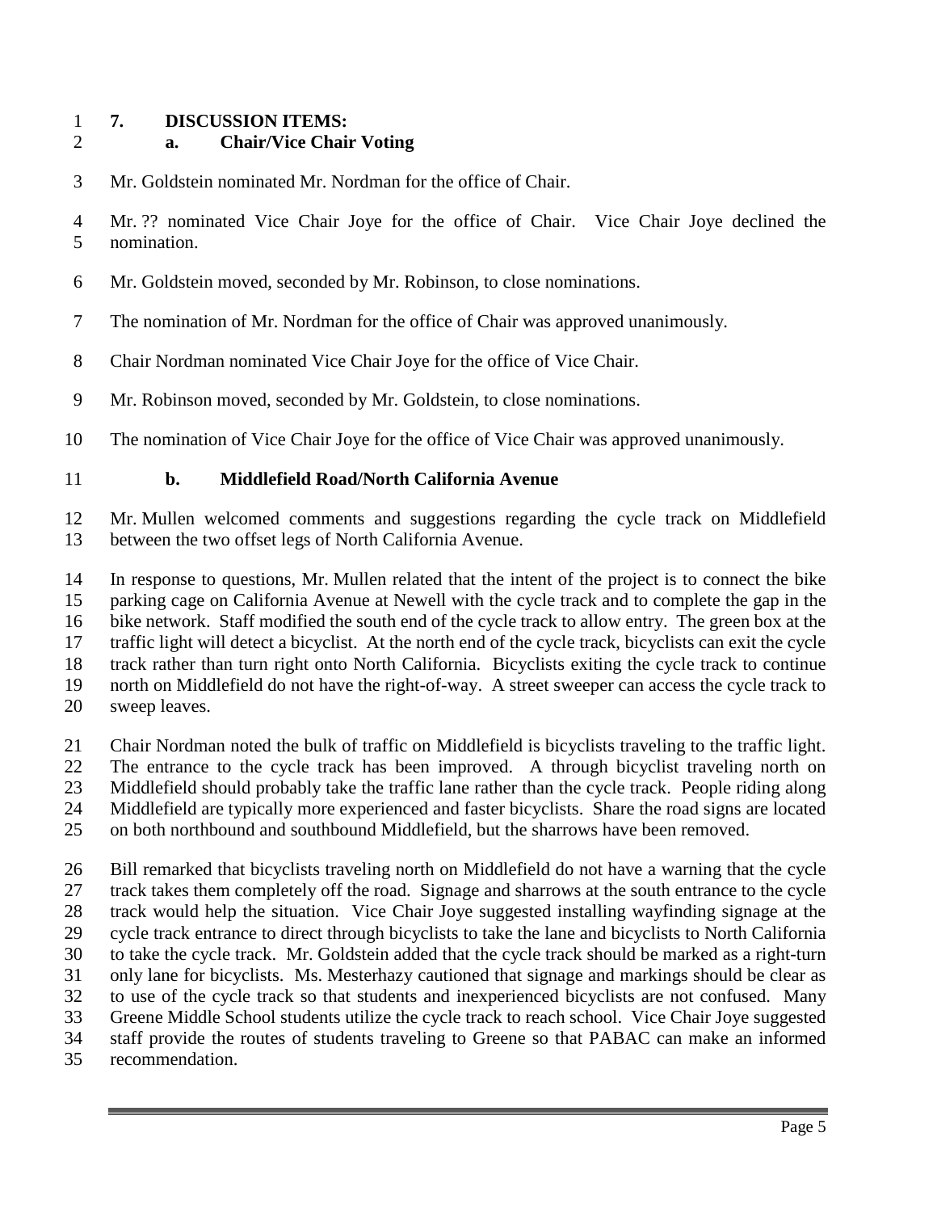## 7. DISCUSSION ITEMS:

### a. Chair/Vice Chair Voting

Mr. Goldstein nominated Mr. Nordman for the office of Chair.

Mr. ?? nominated Vice Chair Joye for the office of Chair. Vice Chair Joye declined the nomination.

Mr. Goldstein moved, seconded by Mr. Robinson, to close nominations.

The nomination of Mr. Nordman for the office of Chair was approved unanimously.

Chair Nordman nominated Vice Chair Joye for the office of Vice Chair.

Mr. Robinson moved, seconded by Mr. Goldstein, to close nominations.

The nomination of Vice Chair Joye for the office of Vice Chair was approved unanimously.

### b. Middlefield Road/North California Avenue

Mr. Mullen welcomed comments and suggestions regarding the cycle track on Middlefield between the two offset legs of North California Avenue.

In response to questions, Mr. Mullen related that the intent of the project is to connect the bike parking cage on California Avenue at Newell with the cycle track and to complete the gap in the bike network. Staff modified the south end of the cycle track to allow entry. The green box at the traffic light will detect a bicyclist. At the north end of the cycle track, bicyclists can exit the cycle track rather than turn right onto North California. Bicyclists exiting the cycle track to continue north on Middlefield do not have the right-of-way. A street sweeper can access the cycle track to sweep leaves.

Chair Nordman noted the bulk of traffic on Middlefield is bicyclists traveling to the traffic light. The entrance to the cycle track has been improved. A through bicyclist traveling north on Middlefield should probably take the traffic lane rather than the cycle track. People riding along Middlefield are typically more experienced and faster bicyclists. Share the road signs are located on both northbound and southbound Middlefield, but the sharrows have been removed.

Bill remarked that bicyclists traveling north on Middlefield do not have a warning that the cycle track takes them completely off the road. Signage and sharrows at the south entrance to the cycle track would help the situation. Vice Chair Joye suggested installing wayfinding signage at the cycle track entrance to direct through bicyclists to take the lane and bicyclists to North California to take the cycle track. Mr. Goldstein added that the cycle track should be marked as a right-turn only lane for bicyclists. Ms. Mesterhazy cautioned that signage and markings should be clear as to use of the cycle track so that students and inexperienced bicyclists are not confused. Many Greene Middle School students utilize the cycle track to reach school. Vice Chair Joye suggested staff provide the routes of students traveling to Greene so that PABAC can make an informed recommendation.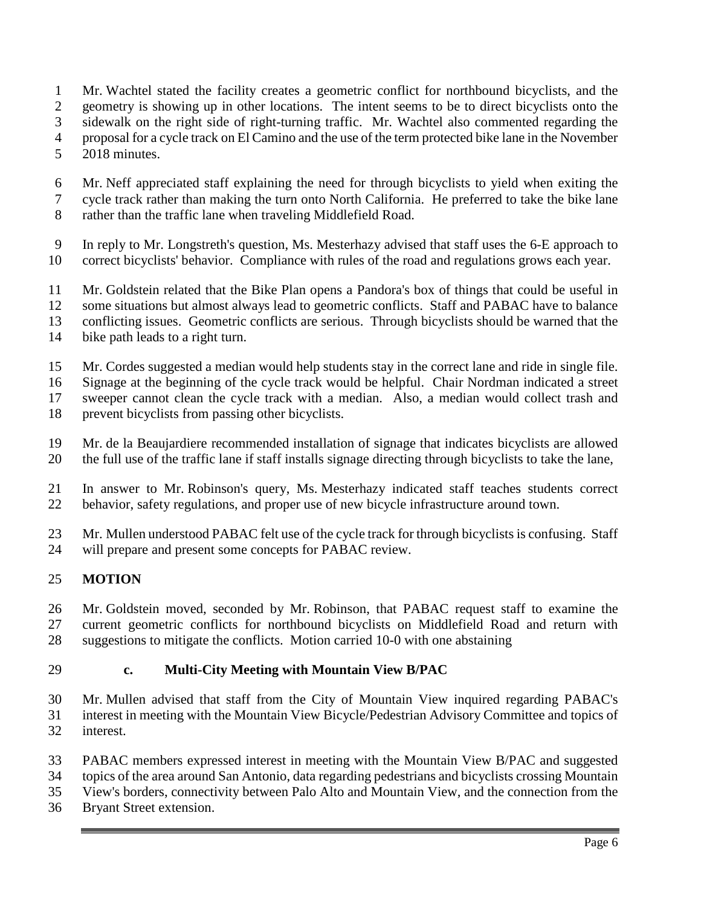Mr. Wachtel stated the facility creates a geometric conflict for northbound bicyclists, and the geometry is showing up in other locations. The intent seems to be to direct bicyclists onto the sidewalk on the right side of right-turning traffic. Mr. Wachtel also commented regarding the proposal for a cycle track on El Camino and the use of the term protected bike lane in the November 2018 minutes.

Mr. Neff appreciated staff explaining the need for through bicyclists to yield when exiting the cycle track rather than making the turn onto North California. He preferred to take the bike lane rather than the traffic lane when traveling Middlefield Road.

In reply to Mr. Longstreth's question, Ms. Mesterhazy advised that staff uses the 6-E approach to correct bicyclists' behavior. Compliance with rules of the road and regulations grows each year.

Mr. Goldstein related that the Bike Plan opens a Pandora's box of things that could be useful in some situations but almost always lead to geometric conflicts. Staff and PABAC have to balance conflicting issues. Geometric conflicts are serious. Through bicyclists should be warned that the bike path leads to a right turn.

Mr. Cordes suggested a median would help students stay in the correct lane and ride in single file. Signage at the beginning of the cycle track would be helpful. Chair Nordman indicated a street sweeper cannot clean the cycle track with a median. Also, a median would collect trash and prevent bicyclists from passing other bicyclists.

Mr. de la Beaujardiere recommended installation of signage that indicates bicyclists are allowed the full use of the traffic lane if staff installs signage directing through bicyclists to take the lane,

In answer to Mr. Robinson's query, Ms. Mesterhazy indicated staff teaches students correct behavior, safety regulations, and proper use of new bicycle infrastructure around town.

Mr. Mullen understood PABAC felt use of the cycle track for through bicyclists is confusing. Staff will prepare and present some concepts for PABAC review.

**MOTION**

Mr. Goldstein moved, seconded by Mr. Robinson, that PABAC request staff to examine the current geometric conflicts for northbound bicyclists on Middlefield Road and return with suggestions to mitigate the conflicts. Motion carried 10-0 with one abstaining

**c. Multi-City Meeting with Mountain View B/PAC**

Mr. Mullen advised that staff from the City of Mountain View inquired regarding PABAC's interest in meeting with the Mountain View Bicycle/Pedestrian Advisory Committee and topics of interest.

PABAC members expressed interest in meeting with the Mountain View B/PAC and suggested topics of the area around San Antonio, data regarding pedestrians and bicyclists crossing Mountain View's borders, connectivity between Palo Alto and Mountain View, and the connection from the Bryant Street extension.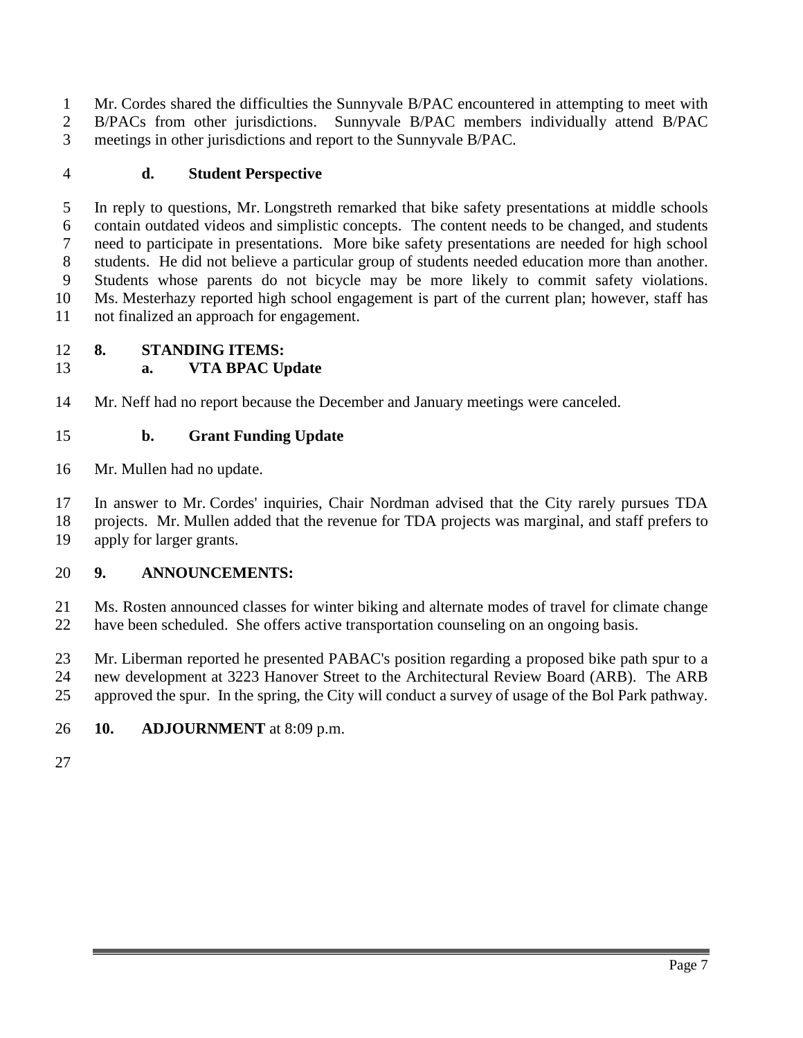Mr. Cordes shared the difficulties the Sunnyvale B/PAC encountered in attempting to meet with B/PACs from other jurisdictions. Sunnyvale B/PAC members individually attend B/PAC meetings in other jurisdictions and report to the Sunnyvale B/PAC.

### d. Student Perspective

In reply to questions, Mr. Longstreth remarked that bike safety presentations at middle schools contain outdated videos and simplistic concepts. The content needs to be changed, and students need to participate in presentations. More bike safety presentations are needed for high school students. He did not believe a particular group of students needed education more than another. Students whose parents do not bicycle may be more likely to commit safety violations. Ms. Mesterhazy reported high school engagement is part of the current plan; however, staff has not finalized an approach for engagement.

## 8. STANDING ITEMS:

### a. VTA BPAC Update

Mr. Neff had no report because the December and January meetings were canceled.

### b. Grant Funding Update

Mr. Mullen had no update.

In answer to Mr. Cordes' inquiries, Chair Nordman advised that the City rarely pursues TDA projects. Mr. Mullen added that the revenue for TDA projects was marginal, and staff prefers to apply for larger grants.

## 9. ANNOUNCEMENTS:

Ms. Rosten announced classes for winter biking and alternate modes of travel for climate change have been scheduled. She offers active transportation counseling on an ongoing basis.

Mr. Liberman reported he presented PABAC's position regarding a proposed bike path spur to a new development at 3223 Hanover Street to the Architectural Review Board (ARB). The ARB approved the spur. In the spring, the City will conduct a survey of usage of the Bol Park pathway.

## 10. ADJOURNMENT at 8:09 p.m.